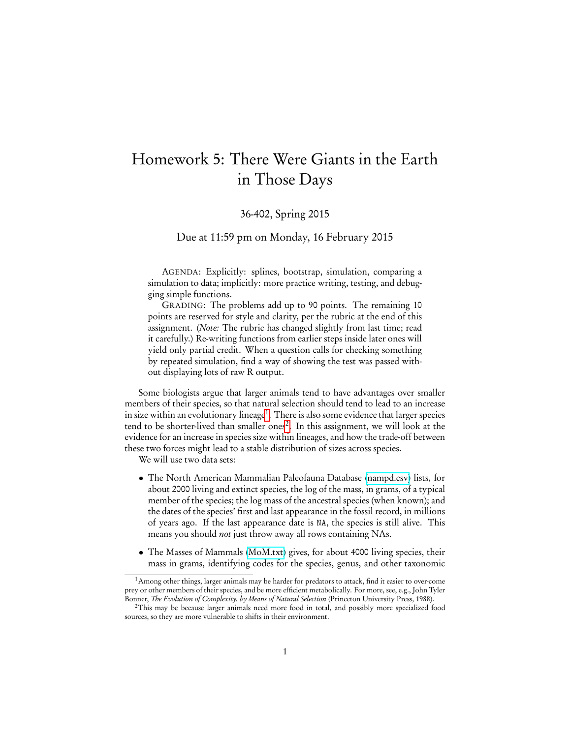# Homework 5: There Were Giants in the Earth in Those Days

36-402, Spring 2015

Due at 11:59 pm on Monday, 16 February 2015

AGENDA: Explicitly: splines, bootstrap, simulation, comparing a simulation to data; implicitly: more practice writing, testing, and debugging simple functions.

GRADING: The problems add up to 90 points. The remaining 10 points are reserved for style and clarity, per the rubric at the end of this assignment. (*Note:* The rubric has changed slightly from last time; read it carefully.) Re-writing functions from earlier steps inside later ones will yield only partial credit. When a question calls for checking something by repeated simulation, find a way of showing the test was passed without displaying lots of raw R output.

Some biologists argue that larger animals tend to have advantages over smaller members of their species, so that natural selection should tend to lead to an increase in size within an evolutionary lineage[1]. There is also some evidence that larger species tend to be shorter-lived than smaller ones[2]. In this assignment, we will look at the evidence for an increase in species size within lineages, and how the trade-off between these two forces might lead to a stable distribution of sizes across species.

We will use two data sets:

- The North American Mammalian Paleofauna Database (nampd.csv) lists, for about 2000 living and extinct species, the log of the mass, in grams, of a typical member of the species; the log mass of the ancestral species (when known); and the dates of the species' first and last appearance in the fossil record, in millions of years ago. If the last appearance date is NA, the species is still alive. This means you should *not* just throw away all rows containing NAs.
- The Masses of Mammals (MoM.txt) gives, for about 4000 living species, their mass in grams, identifying codes for the species, genus, and other taxonomic

---

[1] Among other things, larger animals may be harder for predators to attack, find it easier to over-come prey or other members of their species, and be more efficient metabolically. For more, see, e.g., John Tyler Bonner, *The Evolution of Complexity, by Means of Natural Selection* (Princeton University Press, 1988).

[2] This may be because larger animals need more food in total, and possibly more specialized food sources, so they are more vulnerable to shifts in their environment.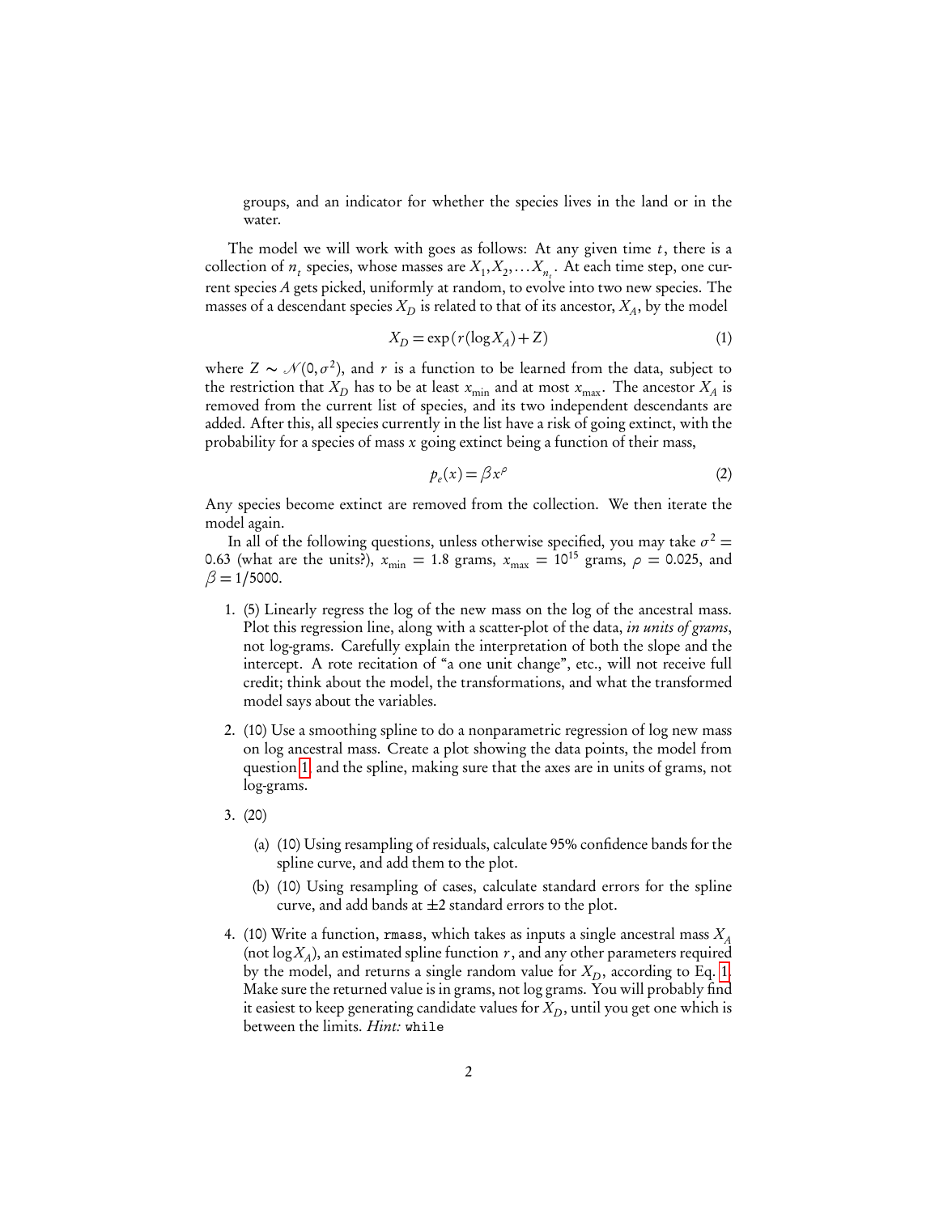groups, and an indicator for whether the species lives in the land or in the water.

The model we will work with goes as follows: At any given time $t$, there is a collection of $n_t$ species, whose masses are $X_1, X_2, \ldots X_{n_t}$. At each time step, one current species $A$ gets picked, uniformly at random, to evolve into two new species. The masses of a descendant species $X_D$ is related to that of its ancestor, $X_A$, by the model

$$X_D = \exp\left(r(\log X_A) + Z\right) \tag{1}$$

where $Z \sim \mathcal{N}(0, \sigma^2)$, and $r$ is a function to be learned from the data, subject to the restriction that $X_D$ has to be at least $x_{\min}$ and at most $x_{\max}$. The ancestor $X_A$ is removed from the current list of species, and its two independent descendants are added. After this, all species currently in the list have a risk of going extinct, with the probability for a species of mass $x$ going extinct being a function of their mass,

$$p_e(x) = \beta x^{\rho} \tag{2}$$

Any species become extinct are removed from the collection. We then iterate the model again.

In all of the following questions, unless otherwise specified, you may take $\sigma^2 = 0.63$ (what are the units?), $x_{\min} = 1.8$ grams, $x_{\max} = 10^{15}$ grams, $\rho = 0.025$, and $\beta = 1/5000$.

1. (5) Linearly regress the log of the new mass on the log of the ancestral mass. Plot this regression line, along with a scatter-plot of the data, *in units of grams*, not log-grams. Carefully explain the interpretation of both the slope and the intercept. A rote recitation of "a one unit change", etc., will not receive full credit; think about the model, the transformations, and what the transformed model says about the variables.

2. (10) Use a smoothing spline to do a nonparametric regression of log new mass on log ancestral mass. Create a plot showing the data points, the model from question 1, and the spline, making sure that the axes are in units of grams, not log-grams.

3. (20)

   (a) (10) Using resampling of residuals, calculate 95% confidence bands for the spline curve, and add them to the plot.

   (b) (10) Using resampling of cases, calculate standard errors for the spline curve, and add bands at $\pm 2$ standard errors to the plot.

4. (10) Write a function, `rmass`, which takes as inputs a single ancestral mass $X_A$ (not $\log X_A$), an estimated spline function $r$, and any other parameters required by the model, and returns a single random value for $X_D$, according to Eq. 1. Make sure the returned value is in grams, not log grams. You will probably find it easiest to keep generating candidate values for $X_D$, until you get one which is between the limits. *Hint:* `while`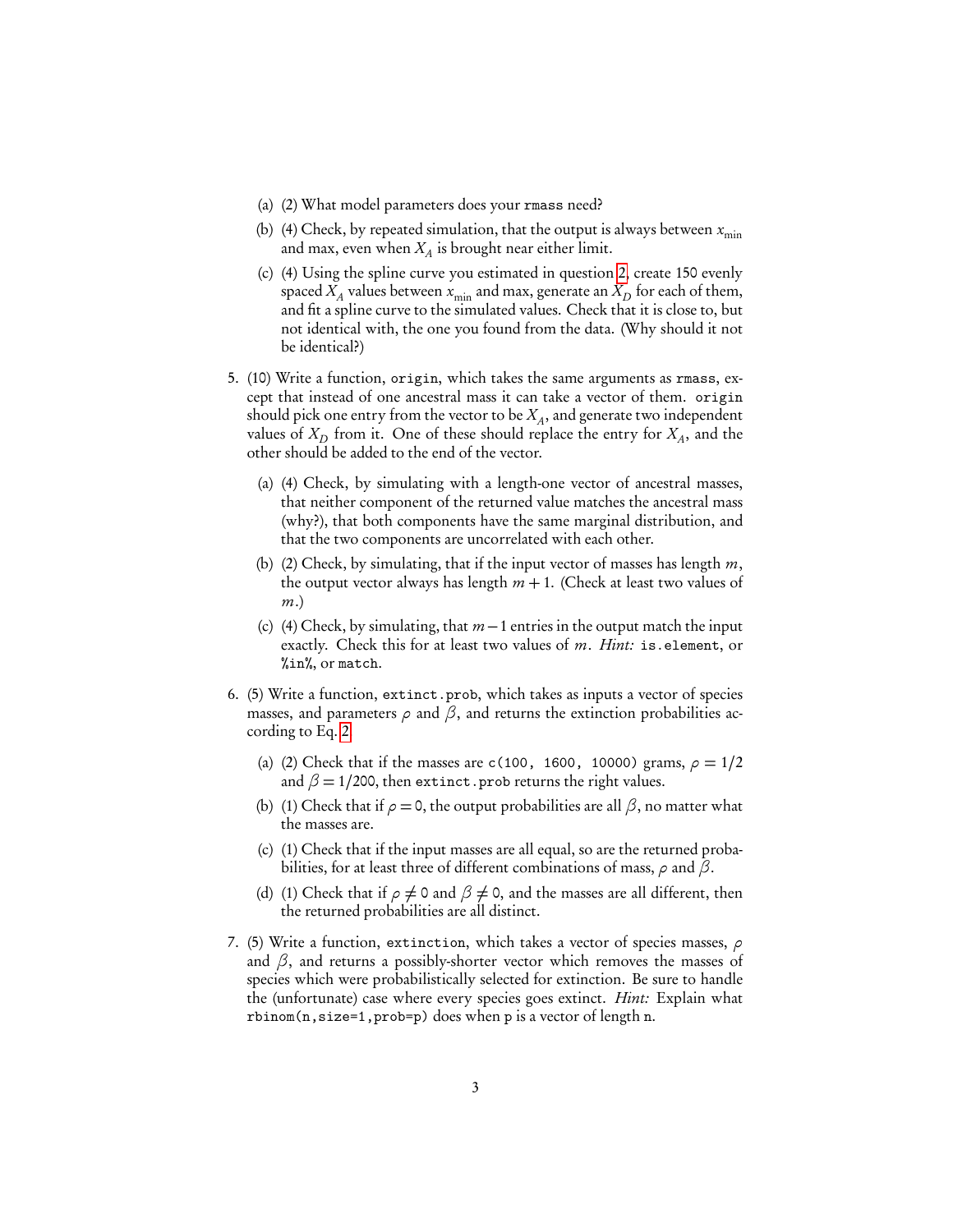(a) (2) What model parameters does your `rmass` need?

(b) (4) Check, by repeated simulation, that the output is always between $x_{\min}$ and max, even when $X_A$ is brought near either limit.

(c) (4) Using the spline curve you estimated in question 2, create 150 evenly spaced $X_A$ values between $x_{\min}$ and max, generate an $X_D$ for each of them, and fit a spline curve to the simulated values. Check that it is close to, but not identical with, the one you found from the data. (Why should it not be identical?)

5. (10) Write a function, `origin`, which takes the same arguments as `rmass`, except that instead of one ancestral mass it can take a vector of them. `origin` should pick one entry from the vector to be $X_A$, and generate two independent values of $X_D$ from it. One of these should replace the entry for $X_A$, and the other should be added to the end of the vector.

   (a) (4) Check, by simulating with a length-one vector of ancestral masses, that neither component of the returned value matches the ancestral mass (why?), that both components have the same marginal distribution, and that the two components are uncorrelated with each other.

   (b) (2) Check, by simulating, that if the input vector of masses has length $m$, the output vector always has length $m+1$. (Check at least two values of $m$.)

   (c) (4) Check, by simulating, that $m-1$ entries in the output match the input exactly. Check this for at least two values of $m$. *Hint:* `is.element`, or `%in%`, or `match`.

6. (5) Write a function, `extinct.prob`, which takes as inputs a vector of species masses, and parameters $\rho$ and $\beta$, and returns the extinction probabilities according to Eq. 2.

   (a) (2) Check that if the masses are `c(100, 1600, 10000)` grams, $\rho = 1/2$ and $\beta = 1/200$, then `extinct.prob` returns the right values.

   (b) (1) Check that if $\rho = 0$, the output probabilities are all $\beta$, no matter what the masses are.

   (c) (1) Check that if the input masses are all equal, so are the returned probabilities, for at least three of different combinations of mass, $\rho$ and $\beta$.

   (d) (1) Check that if $\rho \neq 0$ and $\beta \neq 0$, and the masses are all different, then the returned probabilities are all distinct.

7. (5) Write a function, `extinction`, which takes a vector of species masses, $\rho$ and $\beta$, and returns a possibly-shorter vector which removes the masses of species which were probabilistically selected for extinction. Be sure to handle the (unfortunate) case where every species goes extinct. *Hint:* Explain what `rbinom(n,size=1,prob=p)` does when `p` is a vector of length `n`.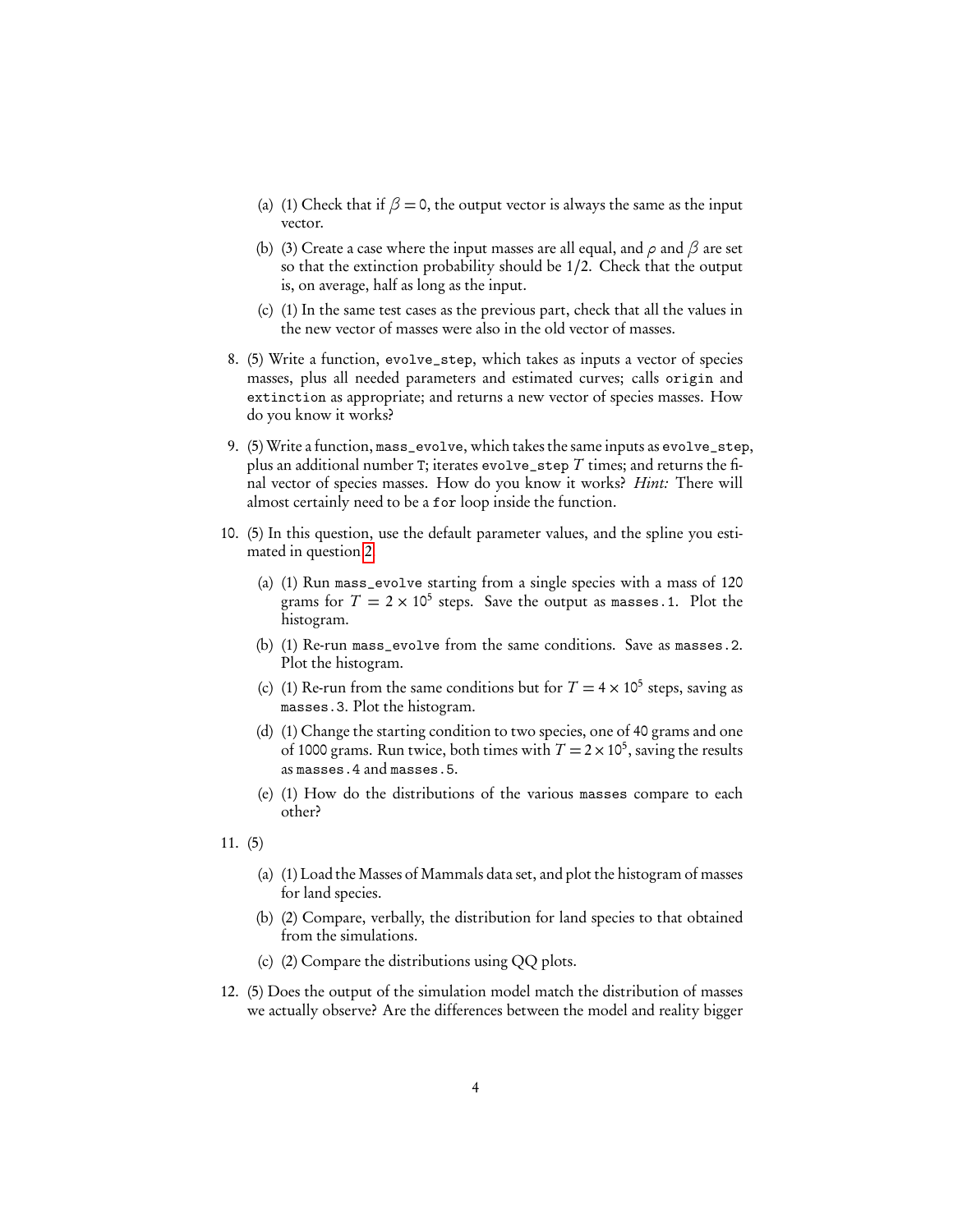(a) (1) Check that if $\beta = 0$, the output vector is always the same as the input vector.

(b) (3) Create a case where the input masses are all equal, and $\rho$ and $\beta$ are set so that the extinction probability should be 1/2. Check that the output is, on average, half as long as the input.

(c) (1) In the same test cases as the previous part, check that all the values in the new vector of masses were also in the old vector of masses.

8. (5) Write a function, `evolve_step`, which takes as inputs a vector of species masses, plus all needed parameters and estimated curves; calls `origin` and `extinction` as appropriate; and returns a new vector of species masses. How do you know it works?

9. (5) Write a function, `mass_evolve`, which takes the same inputs as `evolve_step`, plus an additional number `T`; iterates `evolve_step` $T$ times; and returns the final vector of species masses. How do you know it works? *Hint:* There will almost certainly need to be a `for` loop inside the function.

10. (5) In this question, use the default parameter values, and the spline you estimated in question 2.

    (a) (1) Run `mass_evolve` starting from a single species with a mass of 120 grams for $T = 2 \times 10^5$ steps. Save the output as `masses.1`. Plot the histogram.

    (b) (1) Re-run `mass_evolve` from the same conditions. Save as `masses.2`. Plot the histogram.

    (c) (1) Re-run from the same conditions but for $T = 4 \times 10^5$ steps, saving as `masses.3`. Plot the histogram.

    (d) (1) Change the starting condition to two species, one of 40 grams and one of 1000 grams. Run twice, both times with $T = 2 \times 10^5$, saving the results as `masses.4` and `masses.5`.

    (e) (1) How do the distributions of the various `masses` compare to each other?

11. (5)

    (a) (1) Load the Masses of Mammals data set, and plot the histogram of masses for land species.

    (b) (2) Compare, verbally, the distribution for land species to that obtained from the simulations.

    (c) (2) Compare the distributions using QQ plots.

12. (5) Does the output of the simulation model match the distribution of masses we actually observe? Are the differences between the model and reality bigger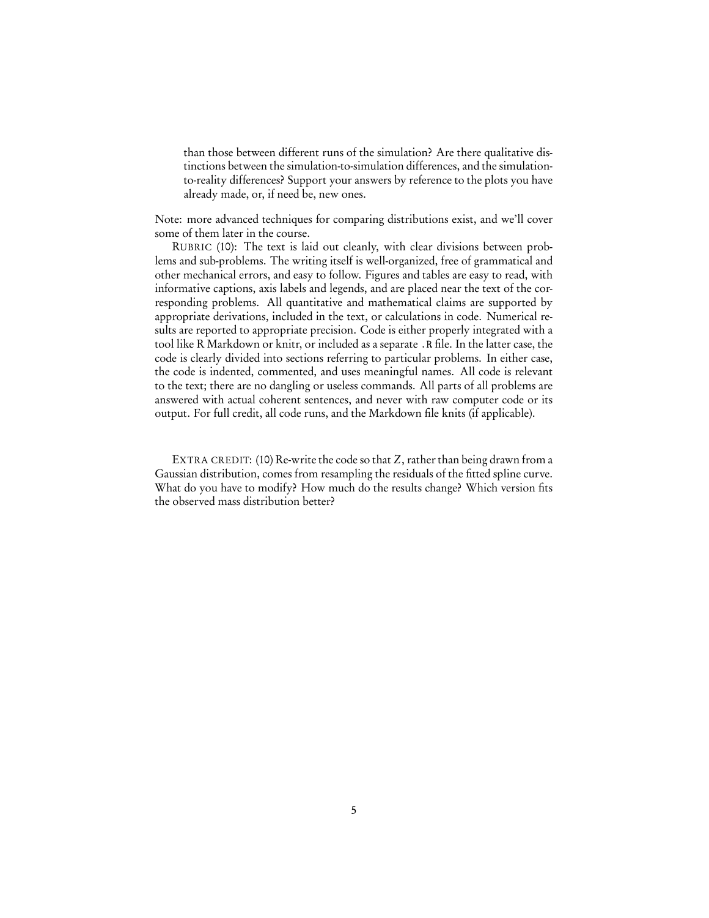than those between different runs of the simulation? Are there qualitative distinctions between the simulation-to-simulation differences, and the simulation-to-reality differences? Support your answers by reference to the plots you have already made, or, if need be, new ones.

Note: more advanced techniques for comparing distributions exist, and we'll cover some of them later in the course.

RUBRIC (10): The text is laid out cleanly, with clear divisions between problems and sub-problems. The writing itself is well-organized, free of grammatical and other mechanical errors, and easy to follow. Figures and tables are easy to read, with informative captions, axis labels and legends, and are placed near the text of the corresponding problems. All quantitative and mathematical claims are supported by appropriate derivations, included in the text, or calculations in code. Numerical results are reported to appropriate precision. Code is either properly integrated with a tool like R Markdown or knitr, or included as a separate `.R` file. In the latter case, the code is clearly divided into sections referring to particular problems. In either case, the code is indented, commented, and uses meaningful names. All code is relevant to the text; there are no dangling or useless commands. All parts of all problems are answered with actual coherent sentences, and never with raw computer code or its output. For full credit, all code runs, and the Markdown file knits (if applicable).

EXTRA CREDIT: (10) Re-write the code so that $Z$, rather than being drawn from a Gaussian distribution, comes from resampling the residuals of the fitted spline curve. What do you have to modify? How much do the results change? Which version fits the observed mass distribution better?